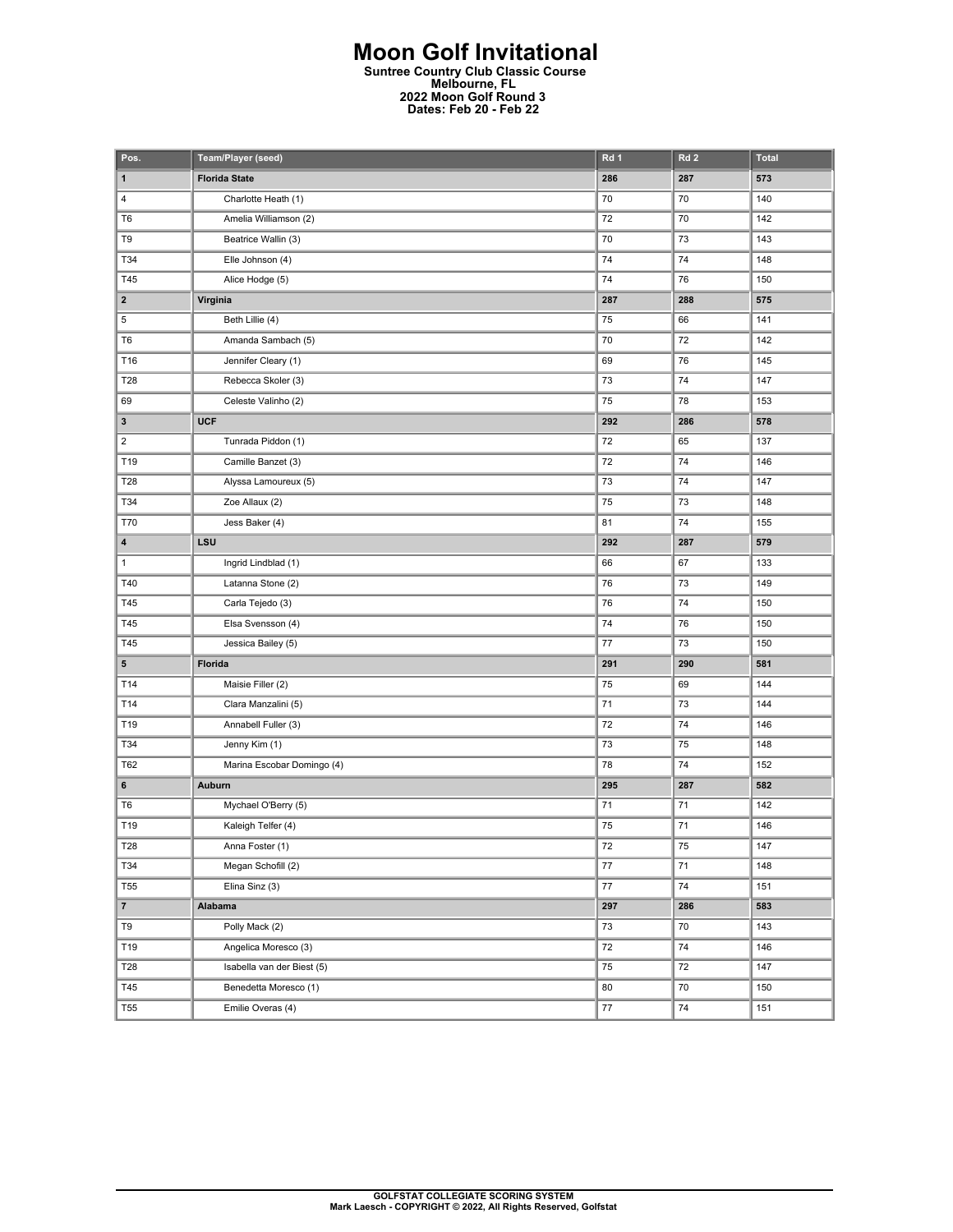# Moon Golf Invitational

**Suntree Country Club Classic Course**
**Melbourne, FL**
**2022 Moon Golf Round 3**
**Dates: Feb 20 - Feb 22**

| Pos. | Team/Player (seed) | Rd 1 | Rd 2 | Total |
|---|---|---|---|---|
| **1** | **Florida State** | **286** | **287** | **573** |
| 4 | Charlotte Heath (1) | 70 | 70 | 140 |
| T6 | Amelia Williamson (2) | 72 | 70 | 142 |
| T9 | Beatrice Wallin (3) | 70 | 73 | 143 |
| T34 | Elle Johnson (4) | 74 | 74 | 148 |
| T45 | Alice Hodge (5) | 74 | 76 | 150 |
| **2** | **Virginia** | **287** | **288** | **575** |
| 5 | Beth Lillie (4) | 75 | 66 | 141 |
| T6 | Amanda Sambach (5) | 70 | 72 | 142 |
| T16 | Jennifer Cleary (1) | 69 | 76 | 145 |
| T28 | Rebecca Skoler (3) | 73 | 74 | 147 |
| 69 | Celeste Valinho (2) | 75 | 78 | 153 |
| **3** | **UCF** | **292** | **286** | **578** |
| 2 | Tunrada Piddon (1) | 72 | 65 | 137 |
| T19 | Camille Banzet (3) | 72 | 74 | 146 |
| T28 | Alyssa Lamoureux (5) | 73 | 74 | 147 |
| T34 | Zoe Allaux (2) | 75 | 73 | 148 |
| T70 | Jess Baker (4) | 81 | 74 | 155 |
| **4** | **LSU** | **292** | **287** | **579** |
| 1 | Ingrid Lindblad (1) | 66 | 67 | 133 |
| T40 | Latanna Stone (2) | 76 | 73 | 149 |
| T45 | Carla Tejedo (3) | 76 | 74 | 150 |
| T45 | Elsa Svensson (4) | 74 | 76 | 150 |
| T45 | Jessica Bailey (5) | 77 | 73 | 150 |
| **5** | **Florida** | **291** | **290** | **581** |
| T14 | Maisie Filler (2) | 75 | 69 | 144 |
| T14 | Clara Manzalini (5) | 71 | 73 | 144 |
| T19 | Annabell Fuller (3) | 72 | 74 | 146 |
| T34 | Jenny Kim (1) | 73 | 75 | 148 |
| T62 | Marina Escobar Domingo (4) | 78 | 74 | 152 |
| **6** | **Auburn** | **295** | **287** | **582** |
| T6 | Mychael O'Berry (5) | 71 | 71 | 142 |
| T19 | Kaleigh Telfer (4) | 75 | 71 | 146 |
| T28 | Anna Foster (1) | 72 | 75 | 147 |
| T34 | Megan Schofill (2) | 77 | 71 | 148 |
| T55 | Elina Sinz (3) | 77 | 74 | 151 |
| **7** | **Alabama** | **297** | **286** | **583** |
| T9 | Polly Mack (2) | 73 | 70 | 143 |
| T19 | Angelica Moresco (3) | 72 | 74 | 146 |
| T28 | Isabella van der Biest (5) | 75 | 72 | 147 |
| T45 | Benedetta Moresco (1) | 80 | 70 | 150 |
| T55 | Emilie Overas (4) | 77 | 74 | 151 |

**GOLFSTAT COLLEGIATE SCORING SYSTEM**
**Mark Laesch - COPYRIGHT © 2022, All Rights Reserved, Golfstat**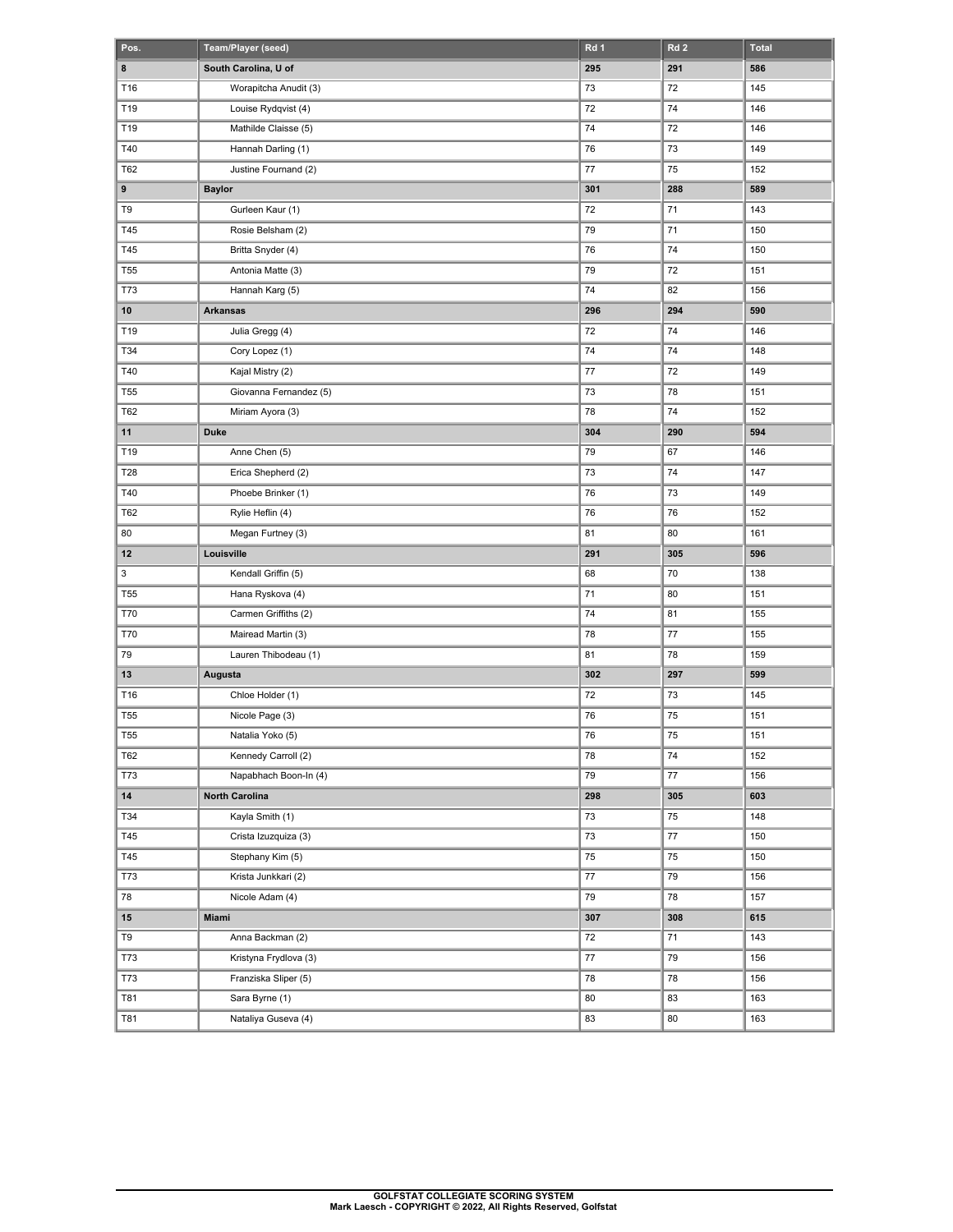| Pos. | Team/Player (seed) | Rd 1 | Rd 2 | Total |
| --- | --- | --- | --- | --- |
| **8** | **South Carolina, U of** | **295** | **291** | **586** |
| T16 | Worapitcha Anudit (3) | 73 | 72 | 145 |
| T19 | Louise Rydqvist (4) | 72 | 74 | 146 |
| T19 | Mathilde Claisse (5) | 74 | 72 | 146 |
| T40 | Hannah Darling (1) | 76 | 73 | 149 |
| T62 | Justine Fournand (2) | 77 | 75 | 152 |
| **9** | **Baylor** | **301** | **288** | **589** |
| T9 | Gurleen Kaur (1) | 72 | 71 | 143 |
| T45 | Rosie Belsham (2) | 79 | 71 | 150 |
| T45 | Britta Snyder (4) | 76 | 74 | 150 |
| T55 | Antonia Matte (3) | 79 | 72 | 151 |
| T73 | Hannah Karg (5) | 74 | 82 | 156 |
| **10** | **Arkansas** | **296** | **294** | **590** |
| T19 | Julia Gregg (4) | 72 | 74 | 146 |
| T34 | Cory Lopez (1) | 74 | 74 | 148 |
| T40 | Kajal Mistry (2) | 77 | 72 | 149 |
| T55 | Giovanna Fernandez (5) | 73 | 78 | 151 |
| T62 | Miriam Ayora (3) | 78 | 74 | 152 |
| **11** | **Duke** | **304** | **290** | **594** |
| T19 | Anne Chen (5) | 79 | 67 | 146 |
| T28 | Erica Shepherd (2) | 73 | 74 | 147 |
| T40 | Phoebe Brinker (1) | 76 | 73 | 149 |
| T62 | Rylie Heflin (4) | 76 | 76 | 152 |
| 80 | Megan Furtney (3) | 81 | 80 | 161 |
| **12** | **Louisville** | **291** | **305** | **596** |
| 3 | Kendall Griffin (5) | 68 | 70 | 138 |
| T55 | Hana Ryskova (4) | 71 | 80 | 151 |
| T70 | Carmen Griffiths (2) | 74 | 81 | 155 |
| T70 | Mairead Martin (3) | 78 | 77 | 155 |
| 79 | Lauren Thibodeau (1) | 81 | 78 | 159 |
| **13** | **Augusta** | **302** | **297** | **599** |
| T16 | Chloe Holder (1) | 72 | 73 | 145 |
| T55 | Nicole Page (3) | 76 | 75 | 151 |
| T55 | Natalia Yoko (5) | 76 | 75 | 151 |
| T62 | Kennedy Carroll (2) | 78 | 74 | 152 |
| T73 | Napabhach Boon-In (4) | 79 | 77 | 156 |
| **14** | **North Carolina** | **298** | **305** | **603** |
| T34 | Kayla Smith (1) | 73 | 75 | 148 |
| T45 | Crista Izuzquiza (3) | 73 | 77 | 150 |
| T45 | Stephany Kim (5) | 75 | 75 | 150 |
| T73 | Krista Junkkari (2) | 77 | 79 | 156 |
| 78 | Nicole Adam (4) | 79 | 78 | 157 |
| **15** | **Miami** | **307** | **308** | **615** |
| T9 | Anna Backman (2) | 72 | 71 | 143 |
| T73 | Kristyna Frydlova (3) | 77 | 79 | 156 |
| T73 | Franziska Sliper (5) | 78 | 78 | 156 |
| T81 | Sara Byrne (1) | 80 | 83 | 163 |
| T81 | Nataliya Guseva (4) | 83 | 80 | 163 |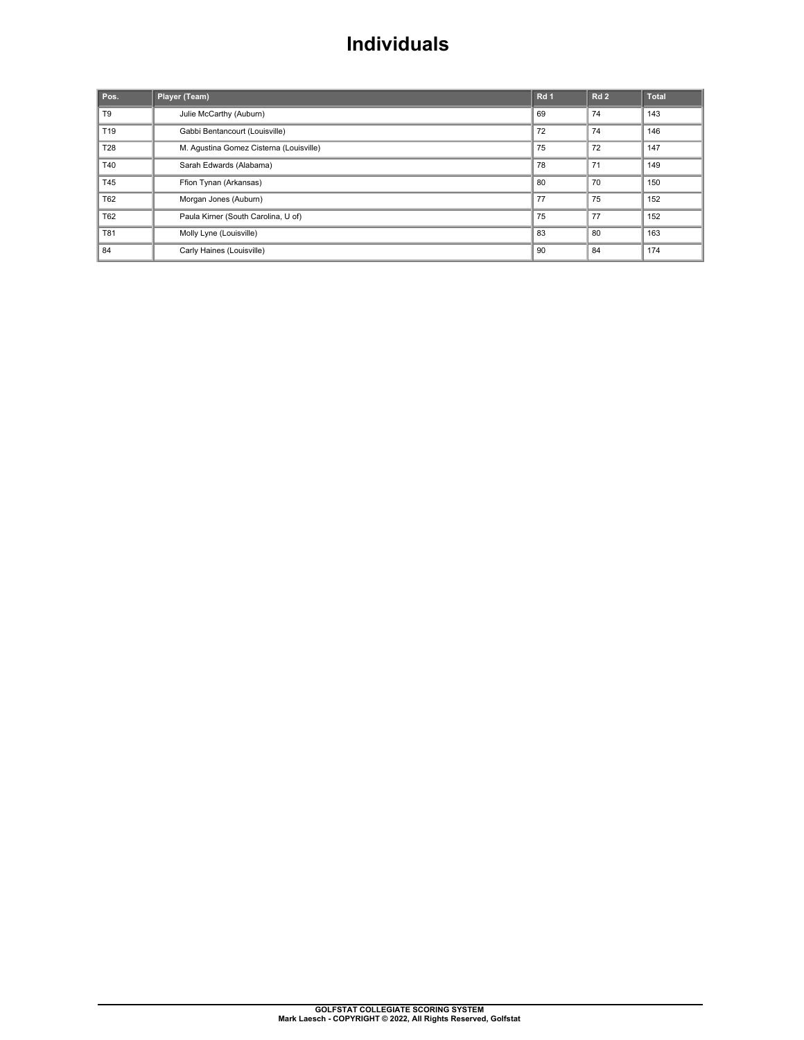# Individuals

| Pos. | Player (Team) | Rd 1 | Rd 2 | Total |
| --- | --- | --- | --- | --- |
| T9 | Julie McCarthy (Auburn) | 69 | 74 | 143 |
| T19 | Gabbi Bentancourt (Louisville) | 72 | 74 | 146 |
| T28 | M. Agustina Gomez Cisterna (Louisville) | 75 | 72 | 147 |
| T40 | Sarah Edwards (Alabama) | 78 | 71 | 149 |
| T45 | Ffion Tynan (Arkansas) | 80 | 70 | 150 |
| T62 | Morgan Jones (Auburn) | 77 | 75 | 152 |
| T62 | Paula Kirner (South Carolina, U of) | 75 | 77 | 152 |
| T81 | Molly Lyne (Louisville) | 83 | 80 | 163 |
| 84 | Carly Haines (Louisville) | 90 | 84 | 174 |

**GOLFSTAT COLLEGIATE SCORING SYSTEM**
**Mark Laesch - COPYRIGHT © 2022, All Rights Reserved, Golfstat**